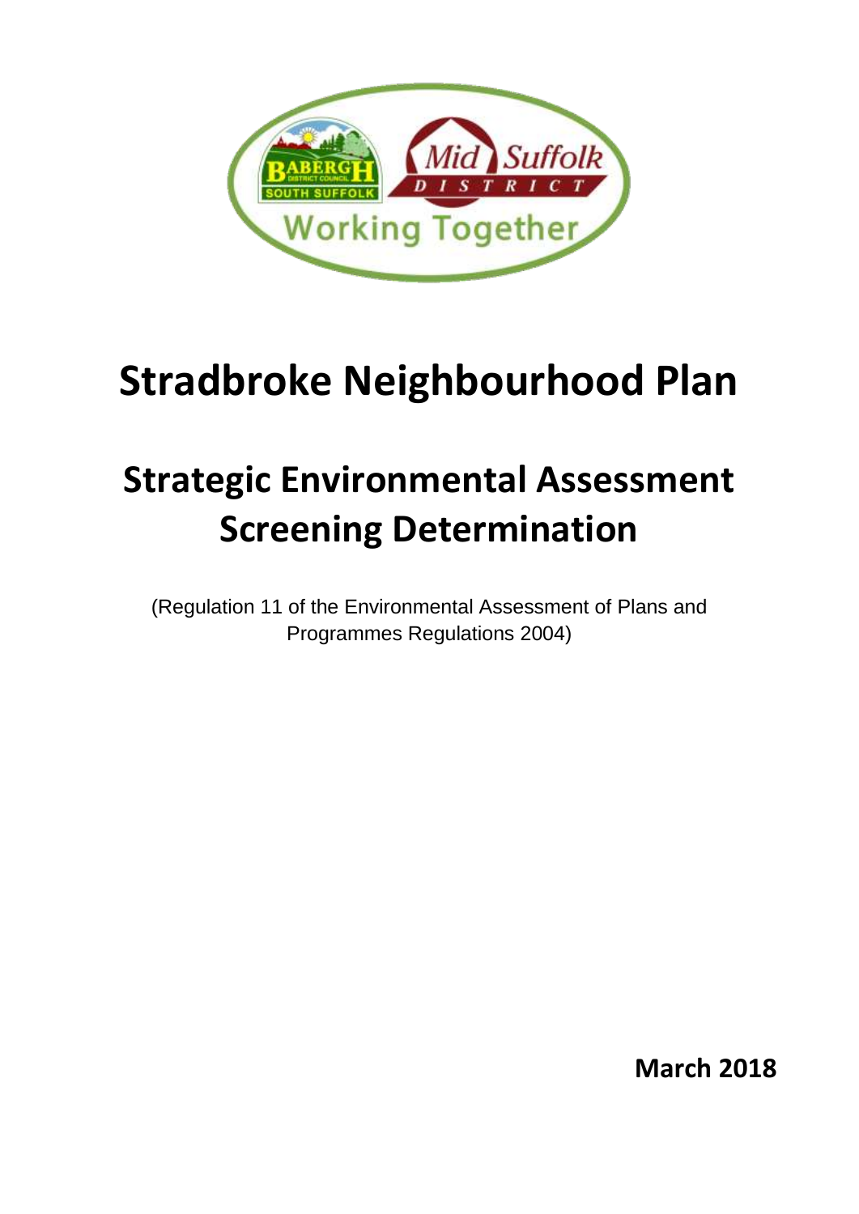# Stradbroke Neighbourhood Plan

## Strategic Environmental Assessment Screening Determination

(Regulation 11 of the Environmental Assessment of Plans and Programmes Regulations 2004)

**March 2018**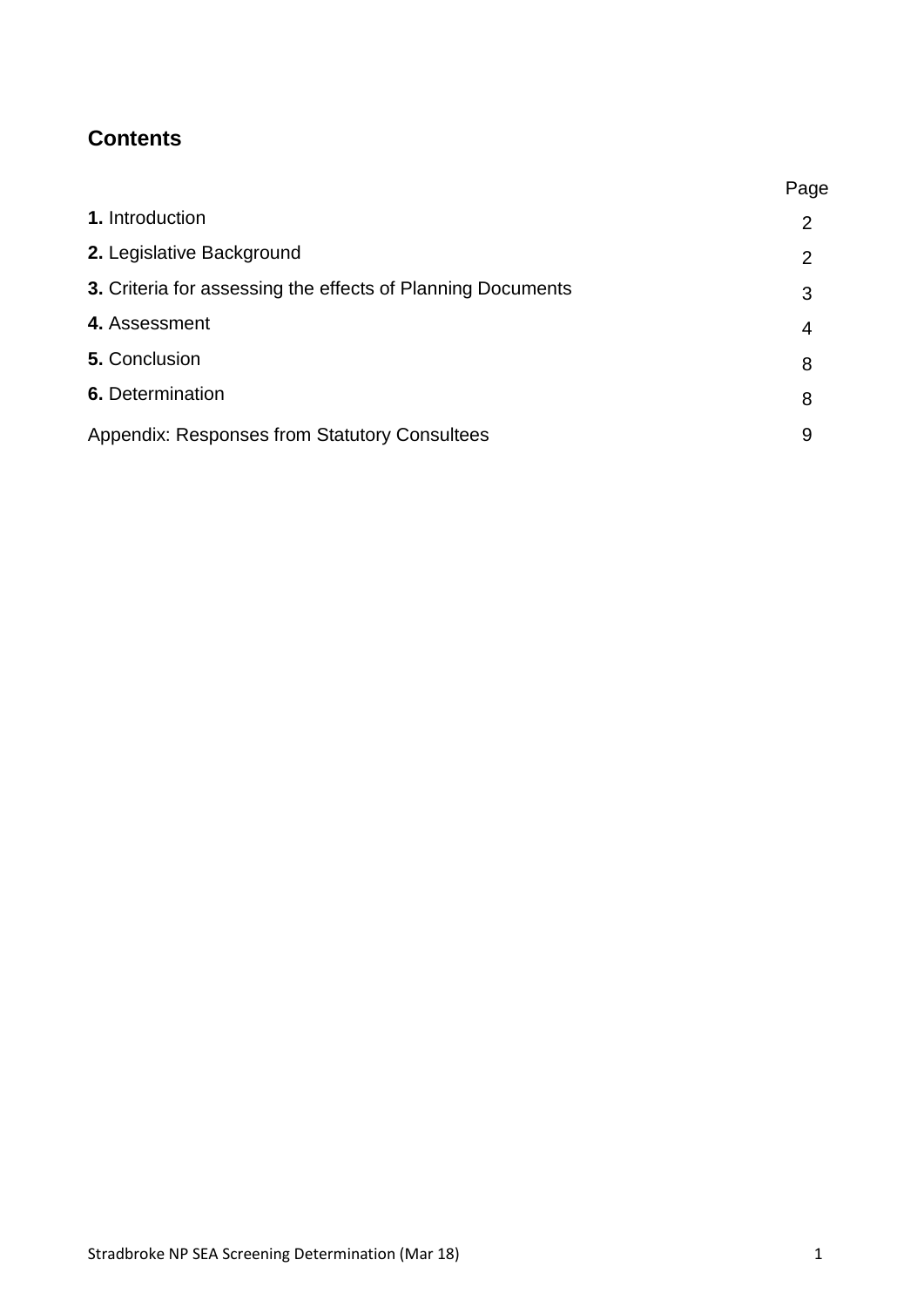## Contents

| | Page |
|---|---|
| **1.** Introduction | 2 |
| **2.** Legislative Background | 2 |
| **3.** Criteria for assessing the effects of Planning Documents | 3 |
| **4.** Assessment | 4 |
| **5.** Conclusion | 8 |
| **6.** Determination | 8 |
| Appendix: Responses from Statutory Consultees | 9 |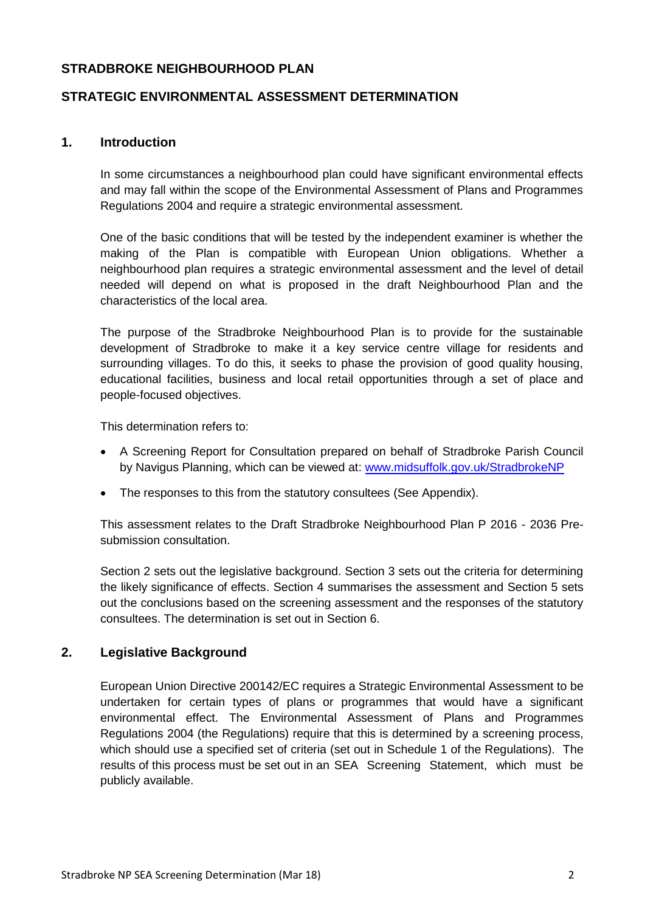# STRADBROKE NEIGHBOURHOOD PLAN

## STRATEGIC ENVIRONMENTAL ASSESSMENT DETERMINATION

## 1. Introduction

In some circumstances a neighbourhood plan could have significant environmental effects and may fall within the scope of the Environmental Assessment of Plans and Programmes Regulations 2004 and require a strategic environmental assessment.

One of the basic conditions that will be tested by the independent examiner is whether the making of the Plan is compatible with European Union obligations. Whether a neighbourhood plan requires a strategic environmental assessment and the level of detail needed will depend on what is proposed in the draft Neighbourhood Plan and the characteristics of the local area.

The purpose of the Stradbroke Neighbourhood Plan is to provide for the sustainable development of Stradbroke to make it a key service centre village for residents and surrounding villages. To do this, it seeks to phase the provision of good quality housing, educational facilities, business and local retail opportunities through a set of place and people-focused objectives.

This determination refers to:

- A Screening Report for Consultation prepared on behalf of Stradbroke Parish Council by Navigus Planning, which can be viewed at: [www.midsuffolk.gov.uk/StradbrokeNP](www.midsuffolk.gov.uk/StradbrokeNP)
- The responses to this from the statutory consultees (See Appendix).

This assessment relates to the Draft Stradbroke Neighbourhood Plan P 2016 - 2036 Pre-submission consultation.

Section 2 sets out the legislative background. Section 3 sets out the criteria for determining the likely significance of effects. Section 4 summarises the assessment and Section 5 sets out the conclusions based on the screening assessment and the responses of the statutory consultees. The determination is set out in Section 6.

## 2. Legislative Background

European Union Directive 200142/EC requires a Strategic Environmental Assessment to be undertaken for certain types of plans or programmes that would have a significant environmental effect. The Environmental Assessment of Plans and Programmes Regulations 2004 (the Regulations) require that this is determined by a screening process, which should use a specified set of criteria (set out in Schedule 1 of the Regulations). The results of this process must be set out in an SEA Screening Statement, which must be publicly available.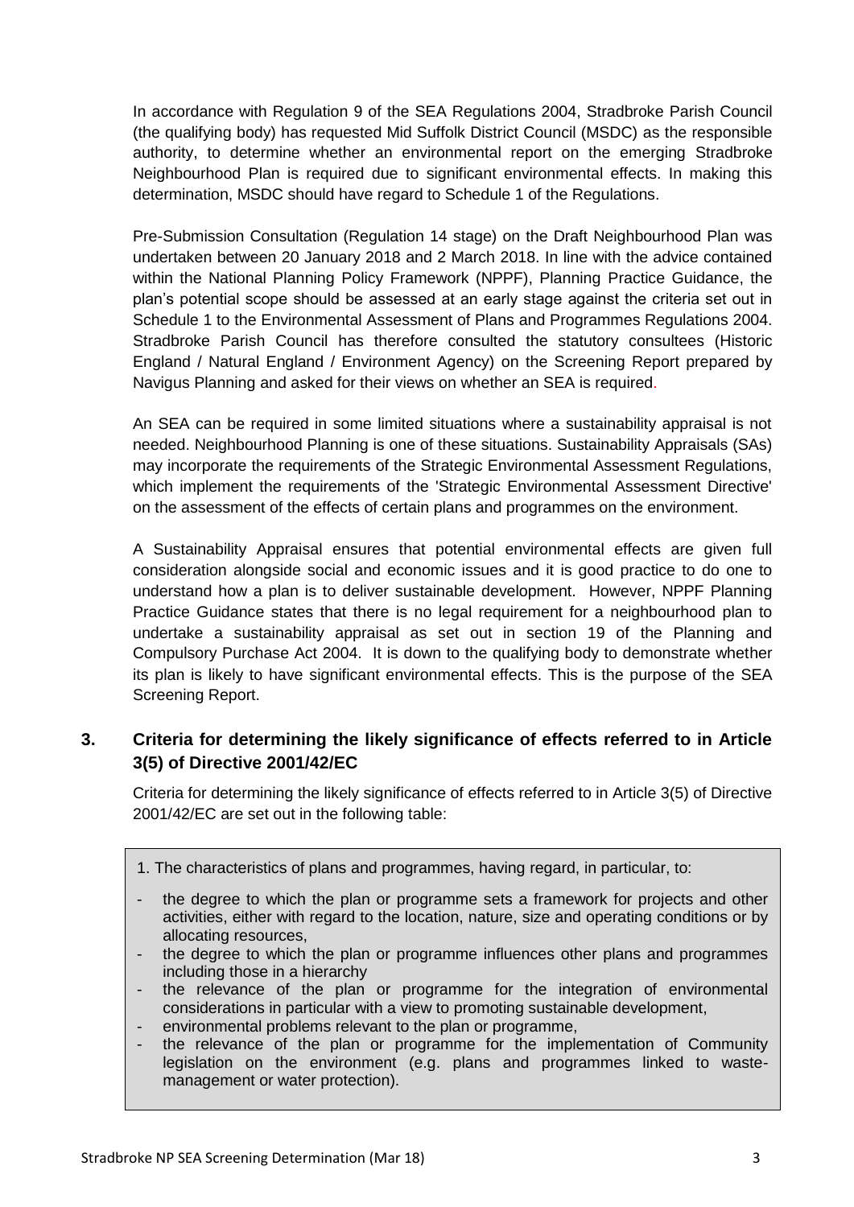In accordance with Regulation 9 of the SEA Regulations 2004, Stradbroke Parish Council (the qualifying body) has requested Mid Suffolk District Council (MSDC) as the responsible authority, to determine whether an environmental report on the emerging Stradbroke Neighbourhood Plan is required due to significant environmental effects. In making this determination, MSDC should have regard to Schedule 1 of the Regulations.

Pre-Submission Consultation (Regulation 14 stage) on the Draft Neighbourhood Plan was undertaken between 20 January 2018 and 2 March 2018. In line with the advice contained within the National Planning Policy Framework (NPPF), Planning Practice Guidance, the plan's potential scope should be assessed at an early stage against the criteria set out in Schedule 1 to the Environmental Assessment of Plans and Programmes Regulations 2004. Stradbroke Parish Council has therefore consulted the statutory consultees (Historic England / Natural England / Environment Agency) on the Screening Report prepared by Navigus Planning and asked for their views on whether an SEA is required.

An SEA can be required in some limited situations where a sustainability appraisal is not needed. Neighbourhood Planning is one of these situations. Sustainability Appraisals (SAs) may incorporate the requirements of the Strategic Environmental Assessment Regulations, which implement the requirements of the 'Strategic Environmental Assessment Directive' on the assessment of the effects of certain plans and programmes on the environment.

A Sustainability Appraisal ensures that potential environmental effects are given full consideration alongside social and economic issues and it is good practice to do one to understand how a plan is to deliver sustainable development. However, NPPF Planning Practice Guidance states that there is no legal requirement for a neighbourhood plan to undertake a sustainability appraisal as set out in section 19 of the Planning and Compulsory Purchase Act 2004. It is down to the qualifying body to demonstrate whether its plan is likely to have significant environmental effects. This is the purpose of the SEA Screening Report.

## 3. Criteria for determining the likely significance of effects referred to in Article 3(5) of Directive 2001/42/EC

Criteria for determining the likely significance of effects referred to in Article 3(5) of Directive 2001/42/EC are set out in the following table:

1. The characteristics of plans and programmes, having regard, in particular, to:

- the degree to which the plan or programme sets a framework for projects and other activities, either with regard to the location, nature, size and operating conditions or by allocating resources,
- the degree to which the plan or programme influences other plans and programmes including those in a hierarchy
- the relevance of the plan or programme for the integration of environmental considerations in particular with a view to promoting sustainable development,
- environmental problems relevant to the plan or programme,
- the relevance of the plan or programme for the implementation of Community legislation on the environment (e.g. plans and programmes linked to waste-management or water protection).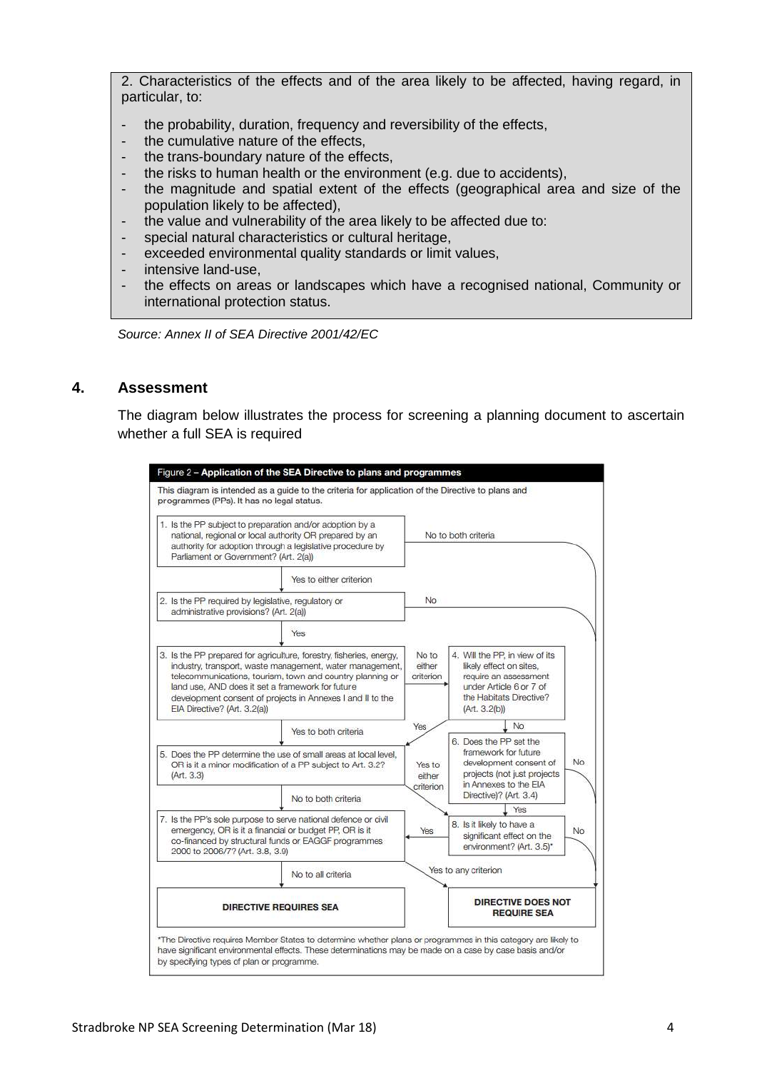2. Characteristics of the effects and of the area likely to be affected, having regard, in particular, to:

- the probability, duration, frequency and reversibility of the effects,
- the cumulative nature of the effects,
- the trans-boundary nature of the effects,
- the risks to human health or the environment (e.g. due to accidents),
- the magnitude and spatial extent of the effects (geographical area and size of the population likely to be affected),
- the value and vulnerability of the area likely to be affected due to:
- special natural characteristics or cultural heritage,
- exceeded environmental quality standards or limit values,
- intensive land-use,
- the effects on areas or landscapes which have a recognised national, Community or international protection status.

*Source: Annex II of SEA Directive 2001/42/EC*

## 4. Assessment

The diagram below illustrates the process for screening a planning document to ascertain whether a full SEA is required

**Figure 2 – Application of the SEA Directive to plans and programmes**

This diagram is intended as a guide to the criteria for application of the Directive to plans and programmes (PPs). It has no legal status.

1. Is the PP subject to preparation and/or adoption by a national, regional or local authority OR prepared by an authority for adoption through a legislative procedure by Parliament or Government? (Art. 2(a))
   - No to both criteria → DIRECTIVE DOES NOT REQUIRE SEA
   - Yes to either criterion → 2
2. Is the PP required by legislative, regulatory or administrative provisions? (Art. 2(a))
   - No → DIRECTIVE DOES NOT REQUIRE SEA
   - Yes → 3
3. Is the PP prepared for agriculture, forestry, fisheries, energy, industry, transport, waste management, water management, telecommunications, tourism, town and country planning or land use, AND does it set a framework for future development consent of projects in Annexes I and II to the EIA Directive? (Art. 3.2(a))
   - No to either criterion → 4
   - Yes to both criteria → 5
4. Will the PP, in view of its likely effect on sites, require an assessment under Article 6 or 7 of the Habitats Directive? (Art. 3.2(b))
   - Yes → 5
   - No → 6
5. Does the PP determine the use of small areas at local level, OR is it a minor modification of a PP subject to Art. 3.2? (Art. 3.3)
   - Yes to either criterion → 8
   - No to both criteria → 7
6. Does the PP set the framework for future development consent of projects (not just projects in Annexes to the EIA Directive)? (Art. 3.4)
   - No → DIRECTIVE DOES NOT REQUIRE SEA
   - Yes → 8
7. Is the PP's sole purpose to serve national defence or civil emergency, OR is it a financial or budget PP, OR is it co-financed by structural funds or EAGGF programmes 2000 to 2006/7? (Art. 3.8, 3.9)
   - No to all criteria → DIRECTIVE REQUIRES SEA
   - Yes to any criterion → DIRECTIVE DOES NOT REQUIRE SEA
8. Is it likely to have a significant effect on the environment? (Art. 3.5)*
   - Yes → 7
   - No → DIRECTIVE DOES NOT REQUIRE SEA

**DIRECTIVE REQUIRES SEA**

**DIRECTIVE DOES NOT REQUIRE SEA**

*The Directive requires Member States to determine whether plans or programmes in this category are likely to have significant environmental effects. These determinations may be made on a case by case basis and/or by specifying types of plan or programme.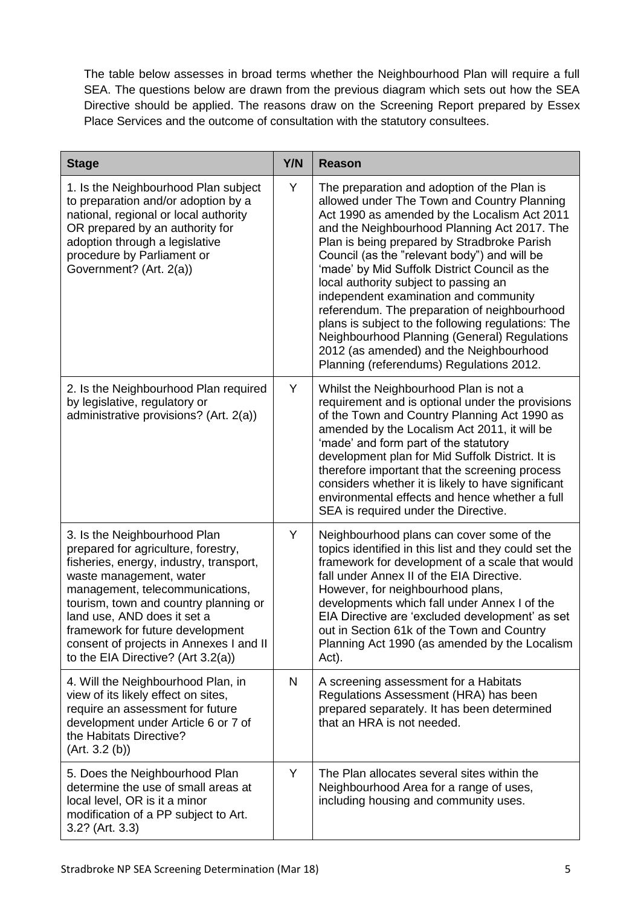The table below assesses in broad terms whether the Neighbourhood Plan will require a full SEA. The questions below are drawn from the previous diagram which sets out how the SEA Directive should be applied. The reasons draw on the Screening Report prepared by Essex Place Services and the outcome of consultation with the statutory consultees.

| Stage | Y/N | Reason |
|---|---|---|
| 1. Is the Neighbourhood Plan subject to preparation and/or adoption by a national, regional or local authority OR prepared by an authority for adoption through a legislative procedure by Parliament or Government? (Art. 2(a)) | Y | The preparation and adoption of the Plan is allowed under The Town and Country Planning Act 1990 as amended by the Localism Act 2011 and the Neighbourhood Planning Act 2017. The Plan is being prepared by Stradbroke Parish Council (as the "relevant body") and will be 'made' by Mid Suffolk District Council as the local authority subject to passing an independent examination and community referendum. The preparation of neighbourhood plans is subject to the following regulations: The Neighbourhood Planning (General) Regulations 2012 (as amended) and the Neighbourhood Planning (referendums) Regulations 2012. |
| 2. Is the Neighbourhood Plan required by legislative, regulatory or administrative provisions? (Art. 2(a)) | Y | Whilst the Neighbourhood Plan is not a requirement and is optional under the provisions of the Town and Country Planning Act 1990 as amended by the Localism Act 2011, it will be 'made' and form part of the statutory development plan for Mid Suffolk District. It is therefore important that the screening process considers whether it is likely to have significant environmental effects and hence whether a full SEA is required under the Directive. |
| 3. Is the Neighbourhood Plan prepared for agriculture, forestry, fisheries, energy, industry, transport, waste management, water management, telecommunications, tourism, town and country planning or land use, AND does it set a framework for future development consent of projects in Annexes I and II to the EIA Directive? (Art 3.2(a)) | Y | Neighbourhood plans can cover some of the topics identified in this list and they could set the framework for development of a scale that would fall under Annex II of the EIA Directive. However, for neighbourhood plans, developments which fall under Annex I of the EIA Directive are 'excluded development' as set out in Section 61k of the Town and Country Planning Act 1990 (as amended by the Localism Act). |
| 4. Will the Neighbourhood Plan, in view of its likely effect on sites, require an assessment for future development under Article 6 or 7 of the Habitats Directive? (Art. 3.2 (b)) | N | A screening assessment for a Habitats Regulations Assessment (HRA) has been prepared separately. It has been determined that an HRA is not needed. |
| 5. Does the Neighbourhood Plan determine the use of small areas at local level, OR is it a minor modification of a PP subject to Art. 3.2? (Art. 3.3) | Y | The Plan allocates several sites within the Neighbourhood Area for a range of uses, including housing and community uses. |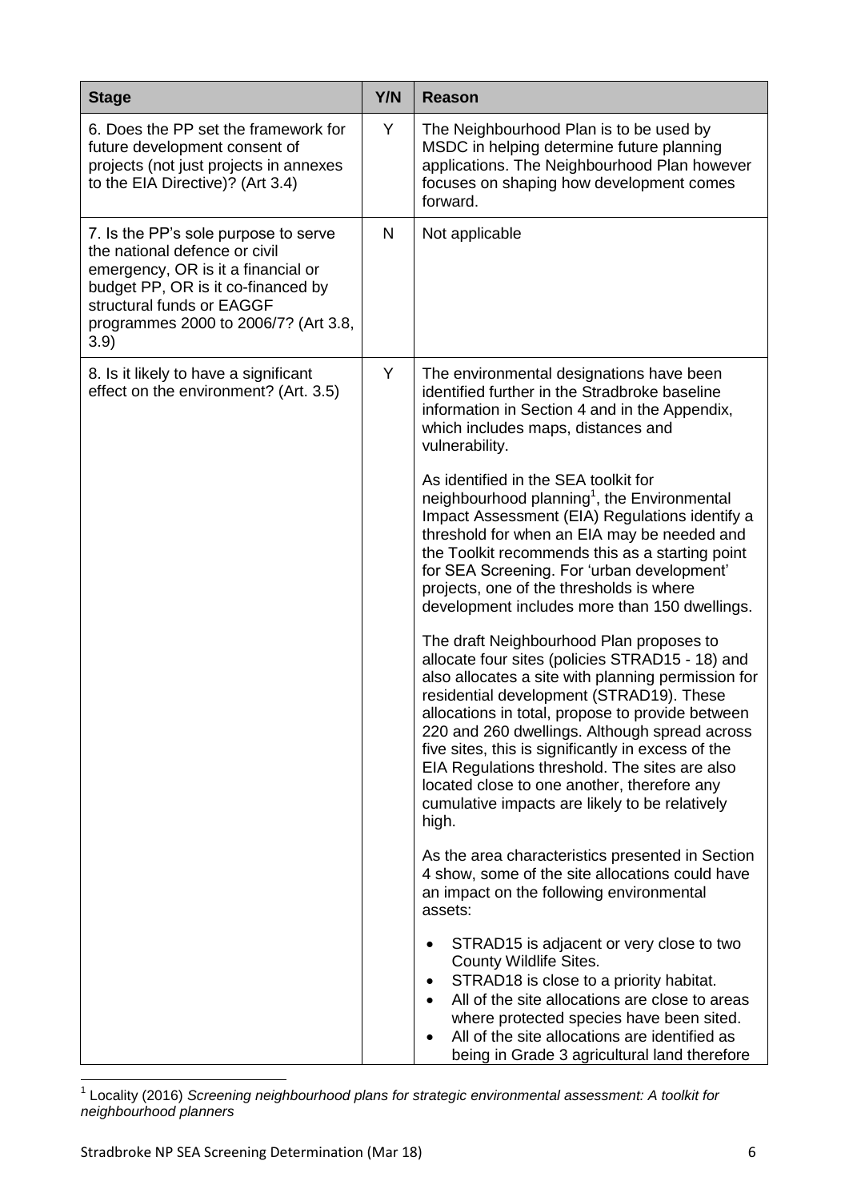| Stage | Y/N | Reason |
|---|---|---|
| 6. Does the PP set the framework for future development consent of projects (not just projects in annexes to the EIA Directive)? (Art 3.4) | Y | The Neighbourhood Plan is to be used by MSDC in helping determine future planning applications. The Neighbourhood Plan however focuses on shaping how development comes forward. |
| 7. Is the PP's sole purpose to serve the national defence or civil emergency, OR is it a financial or budget PP, OR is it co-financed by structural funds or EAGGF programmes 2000 to 2006/7? (Art 3.8, 3.9) | N | Not applicable |
| 8. Is it likely to have a significant effect on the environment? (Art. 3.5) | Y | The environmental designations have been identified further in the Stradbroke baseline information in Section 4 and in the Appendix, which includes maps, distances and vulnerability.<br><br>As identified in the SEA toolkit for neighbourhood planning[1], the Environmental Impact Assessment (EIA) Regulations identify a threshold for when an EIA may be needed and the Toolkit recommends this as a starting point for SEA Screening. For 'urban development' projects, one of the thresholds is where development includes more than 150 dwellings.<br><br>The draft Neighbourhood Plan proposes to allocate four sites (policies STRAD15 - 18) and also allocates a site with planning permission for residential development (STRAD19). These allocations in total, propose to provide between 220 and 260 dwellings. Although spread across five sites, this is significantly in excess of the EIA Regulations threshold. The sites are also located close to one another, therefore any cumulative impacts are likely to be relatively high.<br><br>As the area characteristics presented in Section 4 show, some of the site allocations could have an impact on the following environmental assets:<br><br>• STRAD15 is adjacent or very close to two County Wildlife Sites.<br>• STRAD18 is close to a priority habitat.<br>• All of the site allocations are close to areas where protected species have been sited.<br>• All of the site allocations are identified as being in Grade 3 agricultural land therefore |

[1] Locality (2016) *Screening neighbourhood plans for strategic environmental assessment: A toolkit for neighbourhood planners*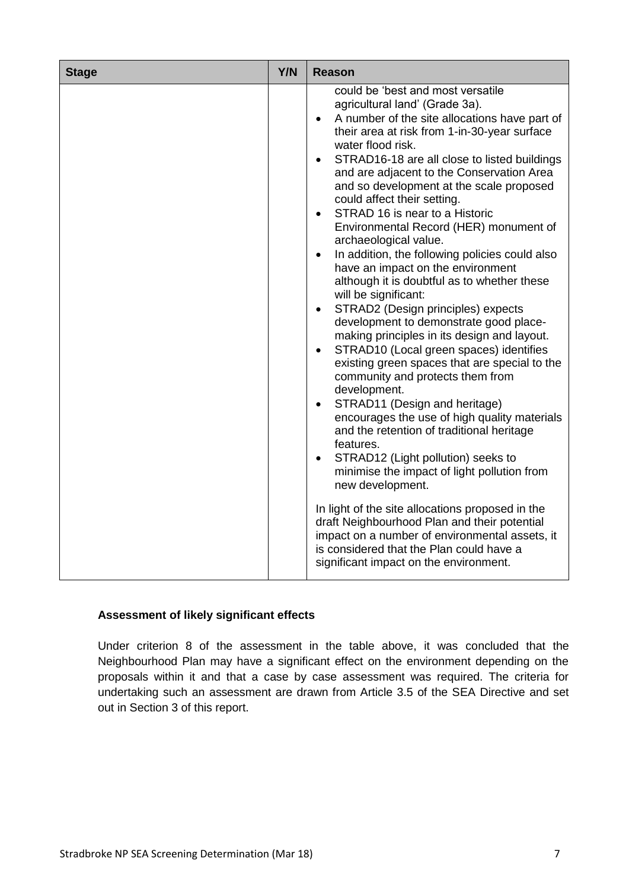| Stage | Y/N | Reason |
|---|---|---|
| | | could be 'best and most versatile agricultural land' (Grade 3a).<br>• A number of the site allocations have part of their area at risk from 1-in-30-year surface water flood risk.<br>• STRAD16-18 are all close to listed buildings and are adjacent to the Conservation Area and so development at the scale proposed could affect their setting.<br>• STRAD 16 is near to a Historic Environmental Record (HER) monument of archaeological value.<br>• In addition, the following policies could also have an impact on the environment although it is doubtful as to whether these will be significant:<br>• STRAD2 (Design principles) expects development to demonstrate good place-making principles in its design and layout.<br>• STRAD10 (Local green spaces) identifies existing green spaces that are special to the community and protects them from development.<br>• STRAD11 (Design and heritage) encourages the use of high quality materials and the retention of traditional heritage features.<br>• STRAD12 (Light pollution) seeks to minimise the impact of light pollution from new development.<br><br>In light of the site allocations proposed in the draft Neighbourhood Plan and their potential impact on a number of environmental assets, it is considered that the Plan could have a significant impact on the environment. |

**Assessment of likely significant effects**

Under criterion 8 of the assessment in the table above, it was concluded that the Neighbourhood Plan may have a significant effect on the environment depending on the proposals within it and that a case by case assessment was required. The criteria for undertaking such an assessment are drawn from Article 3.5 of the SEA Directive and set out in Section 3 of this report.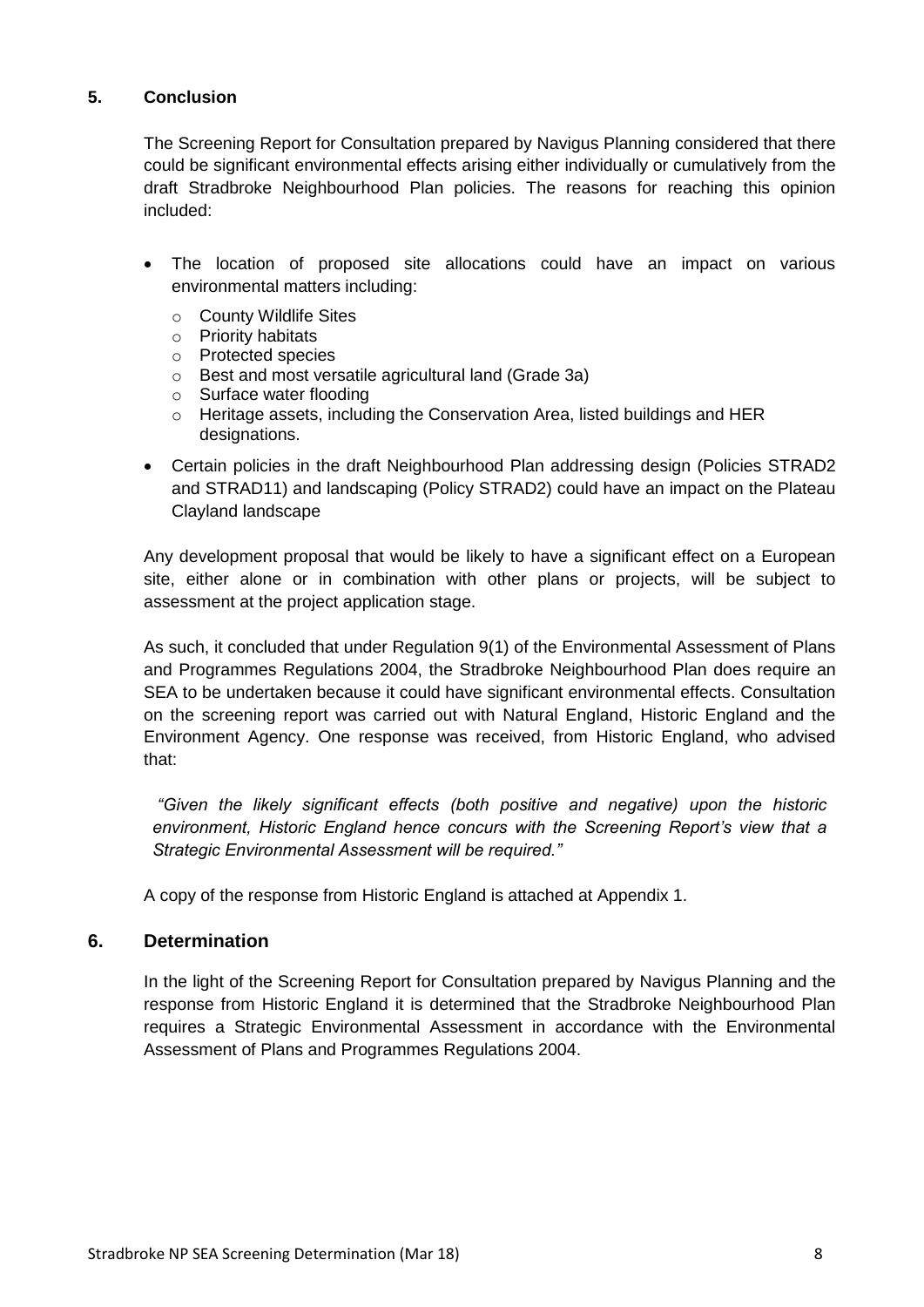## 5. Conclusion

The Screening Report for Consultation prepared by Navigus Planning considered that there could be significant environmental effects arising either individually or cumulatively from the draft Stradbroke Neighbourhood Plan policies. The reasons for reaching this opinion included:

- The location of proposed site allocations could have an impact on various environmental matters including:
  - County Wildlife Sites
  - Priority habitats
  - Protected species
  - Best and most versatile agricultural land (Grade 3a)
  - Surface water flooding
  - Heritage assets, including the Conservation Area, listed buildings and HER designations.
- Certain policies in the draft Neighbourhood Plan addressing design (Policies STRAD2 and STRAD11) and landscaping (Policy STRAD2) could have an impact on the Plateau Clayland landscape

Any development proposal that would be likely to have a significant effect on a European site, either alone or in combination with other plans or projects, will be subject to assessment at the project application stage.

As such, it concluded that under Regulation 9(1) of the Environmental Assessment of Plans and Programmes Regulations 2004, the Stradbroke Neighbourhood Plan does require an SEA to be undertaken because it could have significant environmental effects. Consultation on the screening report was carried out with Natural England, Historic England and the Environment Agency. One response was received, from Historic England, who advised that:

> *"Given the likely significant effects (both positive and negative) upon the historic environment, Historic England hence concurs with the Screening Report's view that a Strategic Environmental Assessment will be required."*

A copy of the response from Historic England is attached at Appendix 1.

## 6. Determination

In the light of the Screening Report for Consultation prepared by Navigus Planning and the response from Historic England it is determined that the Stradbroke Neighbourhood Plan requires a Strategic Environmental Assessment in accordance with the Environmental Assessment of Plans and Programmes Regulations 2004.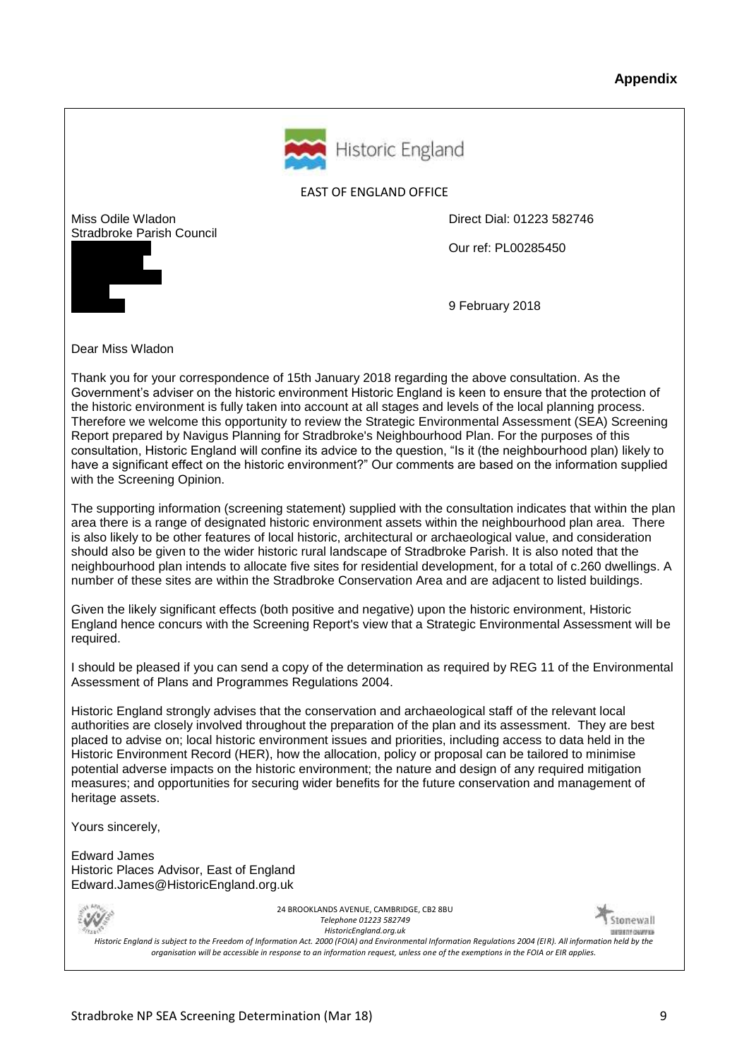**Appendix**

Historic England

EAST OF ENGLAND OFFICE

Miss Odile Wladon
Stradbroke Parish Council

Direct Dial: 01223 582746

Our ref: PL00285450

9 February 2018

Dear Miss Wladon

Thank you for your correspondence of 15th January 2018 regarding the above consultation. As the Government's adviser on the historic environment Historic England is keen to ensure that the protection of the historic environment is fully taken into account at all stages and levels of the local planning process. Therefore we welcome this opportunity to review the Strategic Environmental Assessment (SEA) Screening Report prepared by Navigus Planning for Stradbroke's Neighbourhood Plan. For the purposes of this consultation, Historic England will confine its advice to the question, "Is it (the neighbourhood plan) likely to have a significant effect on the historic environment?" Our comments are based on the information supplied with the Screening Opinion.

The supporting information (screening statement) supplied with the consultation indicates that within the plan area there is a range of designated historic environment assets within the neighbourhood plan area. There is also likely to be other features of local historic, architectural or archaeological value, and consideration should also be given to the wider historic rural landscape of Stradbroke Parish. It is also noted that the neighbourhood plan intends to allocate five sites for residential development, for a total of c.260 dwellings. A number of these sites are within the Stradbroke Conservation Area and are adjacent to listed buildings.

Given the likely significant effects (both positive and negative) upon the historic environment, Historic England hence concurs with the Screening Report's view that a Strategic Environmental Assessment will be required.

I should be pleased if you can send a copy of the determination as required by REG 11 of the Environmental Assessment of Plans and Programmes Regulations 2004.

Historic England strongly advises that the conservation and archaeological staff of the relevant local authorities are closely involved throughout the preparation of the plan and its assessment. They are best placed to advise on; local historic environment issues and priorities, including access to data held in the Historic Environment Record (HER), how the allocation, policy or proposal can be tailored to minimise potential adverse impacts on the historic environment; the nature and design of any required mitigation measures; and opportunities for securing wider benefits for the future conservation and management of heritage assets.

Yours sincerely,

Edward James
Historic Places Advisor, East of England
Edward.James@HistoricEngland.org.uk

24 BROOKLANDS AVENUE, CAMBRIDGE, CB2 8BU
*Telephone 01223 582749*
*HistoricEngland.org.uk*

*Historic England is subject to the Freedom of Information Act. 2000 (FOIA) and Environmental Information Regulations 2004 (EIR). All information held by the organisation will be accessible in response to an information request, unless one of the exemptions in the FOIA or EIR applies.*